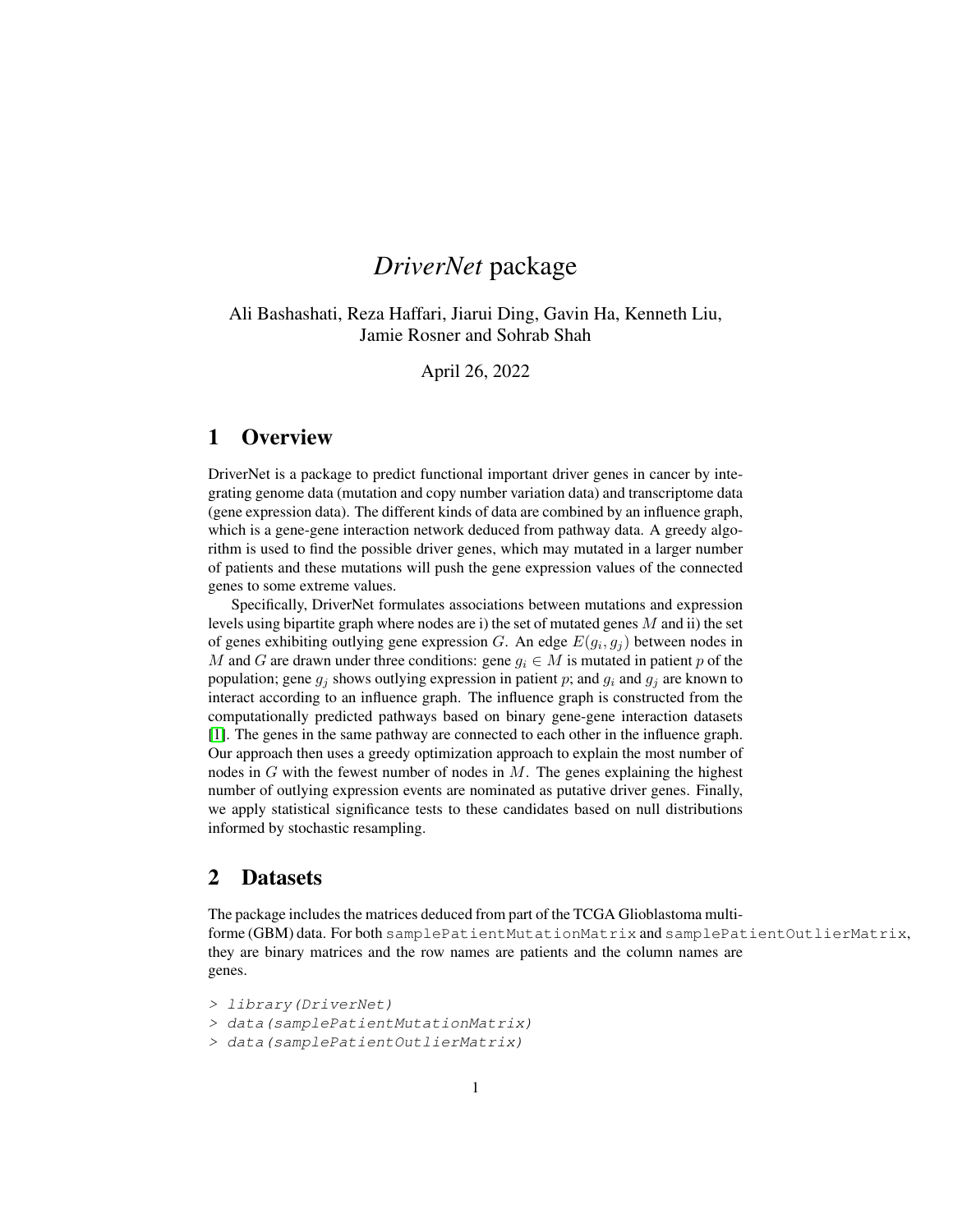# *DriverNet* package

Ali Bashashati, Reza Haffari, Jiarui Ding, Gavin Ha, Kenneth Liu, Jamie Rosner and Sohrab Shah

April 26, 2022

## 1 Overview

DriverNet is a package to predict functional important driver genes in cancer by integrating genome data (mutation and copy number variation data) and transcriptome data (gene expression data). The different kinds of data are combined by an influence graph, which is a gene-gene interaction network deduced from pathway data. A greedy algorithm is used to find the possible driver genes, which may mutated in a larger number of patients and these mutations will push the gene expression values of the connected genes to some extreme values.

Specifically, DriverNet formulates associations between mutations and expression levels using bipartite graph where nodes are i) the set of mutated genes $M$ and ii) the set of genes exhibiting outlying gene expression $G$. An edge $E(g_i, g_j)$ between nodes in $M$ and $G$ are drawn under three conditions: gene $g_i \in M$ is mutated in patient $p$ of the population; gene $g_j$ shows outlying expression in patient $p$; and $g_i$ and $g_j$ are known to interact according to an influence graph. The influence graph is constructed from the computationally predicted pathways based on binary gene-gene interaction datasets [1]. The genes in the same pathway are connected to each other in the influence graph. Our approach then uses a greedy optimization approach to explain the most number of nodes in $G$ with the fewest number of nodes in $M$. The genes explaining the highest number of outlying expression events are nominated as putative driver genes. Finally, we apply statistical significance tests to these candidates based on null distributions informed by stochastic resampling.

## 2 Datasets

The package includes the matrices deduced from part of the TCGA Glioblastoma multiforme (GBM) data. For both `samplePatientMutationMatrix` and `samplePatientOutlierMatrix`, they are binary matrices and the row names are patients and the column names are genes.

```
> library(DriverNet)
> data(samplePatientMutationMatrix)
> data(samplePatientOutlierMatrix)
```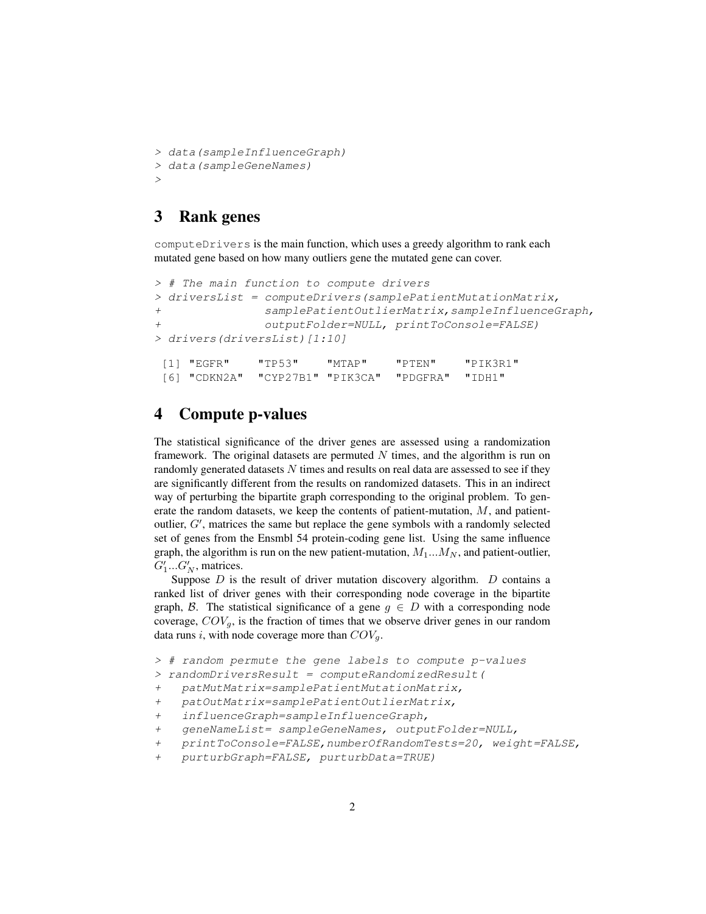```
> data(sampleInfluenceGraph)
> data(sampleGeneNames)
>
```

## 3 Rank genes

computeDrivers is the main function, which uses a greedy algorithm to rank each mutated gene based on how many outliers gene the mutated gene can cover.

```
> # The main function to compute drivers
> driversList = computeDrivers(samplePatientMutationMatrix,
+               samplePatientOutlierMatrix,sampleInfluenceGraph,
+               outputFolder=NULL, printToConsole=FALSE)
> drivers(driversList)[1:10]

 [1] "EGFR"    "TP53"    "MTAP"    "PTEN"    "PIK3R1"
 [6] "CDKN2A"  "CYP27B1" "PIK3CA"  "PDGFRA"  "IDH1"
```

## 4 Compute p-values

The statistical significance of the driver genes are assessed using a randomization framework. The original datasets are permuted $N$ times, and the algorithm is run on randomly generated datasets $N$ times and results on real data are assessed to see if they are significantly different from the results on randomized datasets. This in an indirect way of perturbing the bipartite graph corresponding to the original problem. To generate the random datasets, we keep the contents of patient-mutation, $M$, and patient-outlier, $G'$, matrices the same but replace the gene symbols with a randomly selected set of genes from the Ensmbl 54 protein-coding gene list. Using the same influence graph, the algorithm is run on the new patient-mutation, $M_1...M_N$, and patient-outlier, $G'_1...G'_N$, matrices.

Suppose $D$ is the result of driver mutation discovery algorithm. $D$ contains a ranked list of driver genes with their corresponding node coverage in the bipartite graph, $\mathcal{B}$. The statistical significance of a gene $g \in D$ with a corresponding node coverage, $COV_g$, is the fraction of times that we observe driver genes in our random data runs $i$, with node coverage more than $COV_g$.

```
> # random permute the gene labels to compute p-values
> randomDriversResult = computeRandomizedResult(
+   patMutMatrix=samplePatientMutationMatrix,
+   patOutMatrix=samplePatientOutlierMatrix,
+   influenceGraph=sampleInfluenceGraph,
+   geneNameList= sampleGeneNames, outputFolder=NULL,
+   printToConsole=FALSE,numberOfRandomTests=20, weight=FALSE,
+   purturbGraph=FALSE, purturbData=TRUE)
```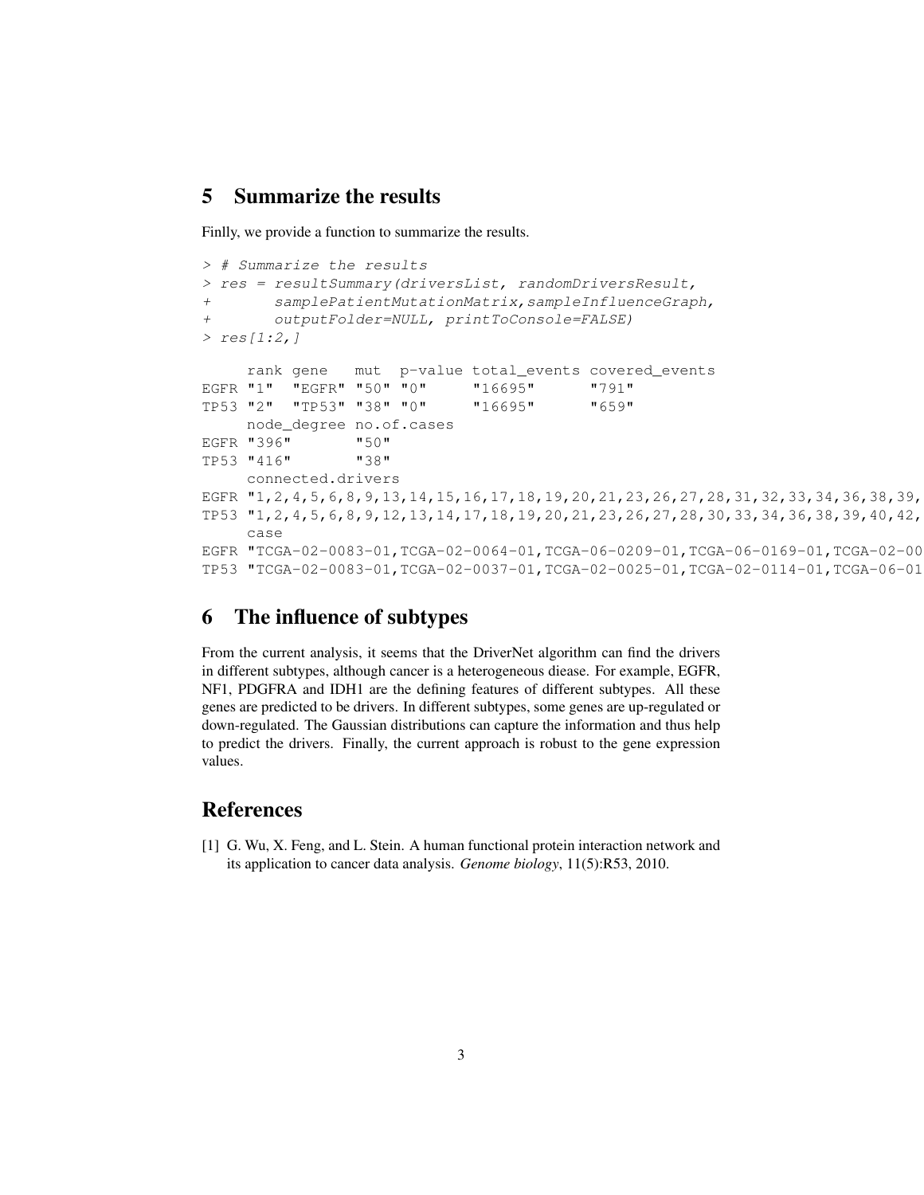## 5 Summarize the results

Finlly, we provide a function to summarize the results.

```
> # Summarize the results
> res = resultSummary(driversList, randomDriversResult,
+       samplePatientMutationMatrix,sampleInfluenceGraph,
+       outputFolder=NULL, printToConsole=FALSE)
> res[1:2,]

     rank gene   mut  p-value total_events covered_events
EGFR "1"  "EGFR" "50" "0"     "16695"      "791"
TP53 "2"  "TP53" "38" "0"     "16695"      "659"
     node_degree no.of.cases
EGFR "396"       "50"
TP53 "416"       "38"
     connected.drivers
EGFR "1,2,4,5,6,8,9,13,14,15,16,17,18,19,20,21,23,26,27,28,31,32,33,34,36,38,39,
TP53 "1,2,4,5,6,8,9,12,13,14,17,18,19,20,21,23,26,27,28,30,33,34,36,38,39,40,42,
     case
EGFR "TCGA-02-0083-01,TCGA-02-0064-01,TCGA-06-0209-01,TCGA-06-0169-01,TCGA-02-00
TP53 "TCGA-02-0083-01,TCGA-02-0037-01,TCGA-02-0025-01,TCGA-02-0114-01,TCGA-06-01
```

## 6 The influence of subtypes

From the current analysis, it seems that the DriverNet algorithm can find the drivers in different subtypes, although cancer is a heterogeneous diease. For example, EGFR, NF1, PDGFRA and IDH1 are the defining features of different subtypes. All these genes are predicted to be drivers. In different subtypes, some genes are up-regulated or down-regulated. The Gaussian distributions can capture the information and thus help to predict the drivers. Finally, the current approach is robust to the gene expression values.

## References

[1] G. Wu, X. Feng, and L. Stein. A human functional protein interaction network and its application to cancer data analysis. *Genome biology*, 11(5):R53, 2010.